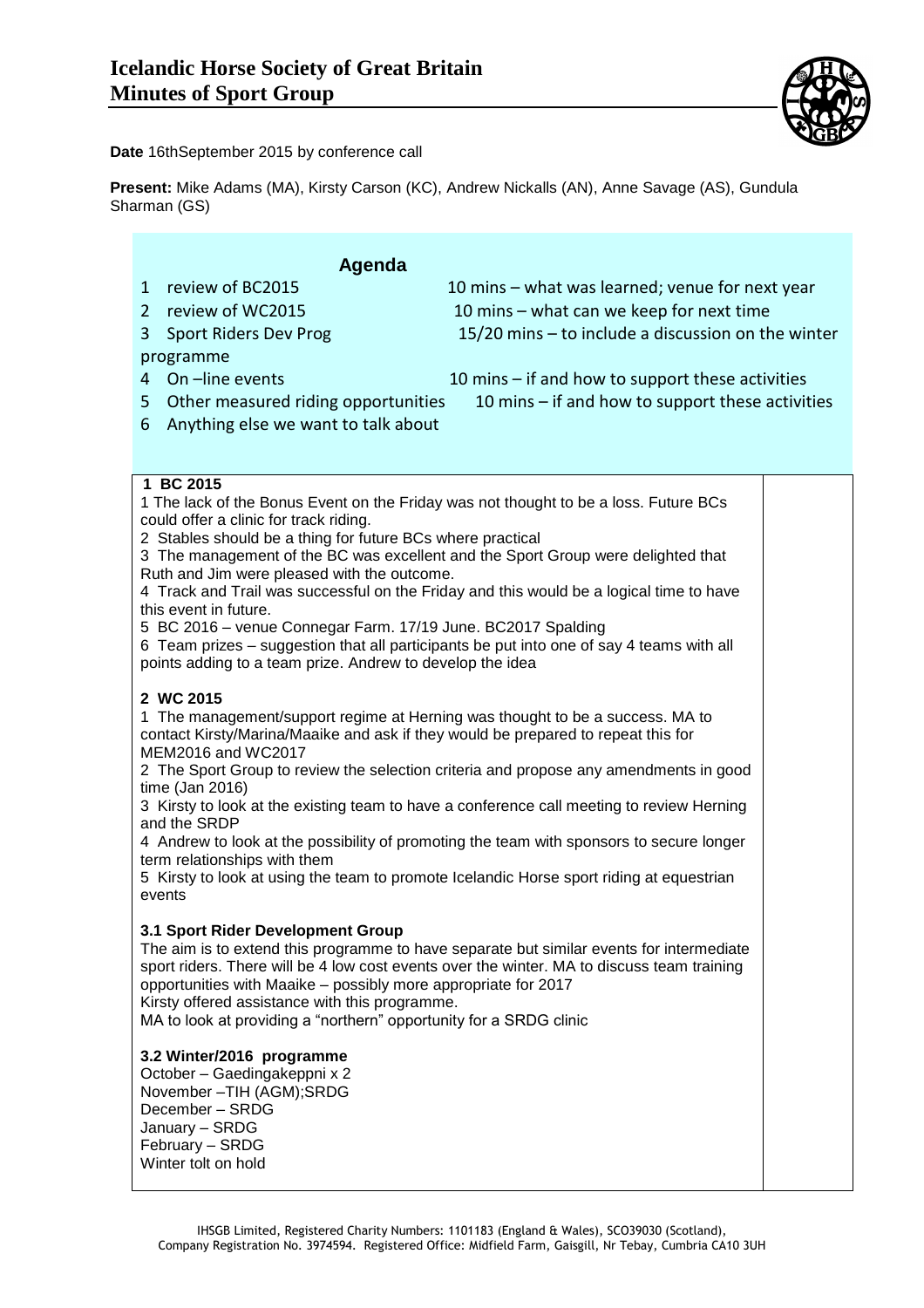# Icelandic Horse Society of Great Britain
# Minutes of Sport Group

**Date** 16thSeptember 2015 by conference call

**Present:** Mike Adams (MA), Kirsty Carson (KC), Andrew Nickalls (AN), Anne Savage (AS), Gundula Sharman (GS)

## Agenda

1. review of BC2015 — 10 mins – what was learned; venue for next year
2. review of WC2015 — 10 mins – what can we keep for next time
3. Sport Riders Dev Prog — 15/20 mins – to include a discussion on the winter programme
4. On –line events — 10 mins – if and how to support these activities
5. Other measured riding opportunities — 10 mins – if and how to support these activities
6. Anything else we want to talk about

### 1 BC 2015

1 The lack of the Bonus Event on the Friday was not thought to be a loss. Future BCs could offer a clinic for track riding.
2 Stables should be a thing for future BCs where practical
3 The management of the BC was excellent and the Sport Group were delighted that Ruth and Jim were pleased with the outcome.
4 Track and Trail was successful on the Friday and this would be a logical time to have this event in future.
5 BC 2016 – venue Connegar Farm. 17/19 June. BC2017 Spalding
6 Team prizes – suggestion that all participants be put into one of say 4 teams with all points adding to a team prize. Andrew to develop the idea

### 2 WC 2015

1 The management/support regime at Herning was thought to be a success. MA to contact Kirsty/Marina/Maaike and ask if they would be prepared to repeat this for MEM2016 and WC2017
2 The Sport Group to review the selection criteria and propose any amendments in good time (Jan 2016)
3 Kirsty to look at the existing team to have a conference call meeting to review Herning and the SRDP
4 Andrew to look at the possibility of promoting the team with sponsors to secure longer term relationships with them
5 Kirsty to look at using the team to promote Icelandic Horse sport riding at equestrian events

### 3.1 Sport Rider Development Group

The aim is to extend this programme to have separate but similar events for intermediate sport riders. There will be 4 low cost events over the winter. MA to discuss team training opportunities with Maaike – possibly more appropriate for 2017
Kirsty offered assistance with this programme.
MA to look at providing a "northern" opportunity for a SRDG clinic

### 3.2 Winter/2016 programme

October – Gaedingakeppni x 2
November –TIH (AGM);SRDG
December – SRDG
January – SRDG
February – SRDG
Winter tolt on hold

IHSGB Limited, Registered Charity Numbers: 1101183 (England & Wales), SCO39030 (Scotland), Company Registration No. 3974594. Registered Office: Midfield Farm, Gaisgill, Nr Tebay, Cumbria CA10 3UH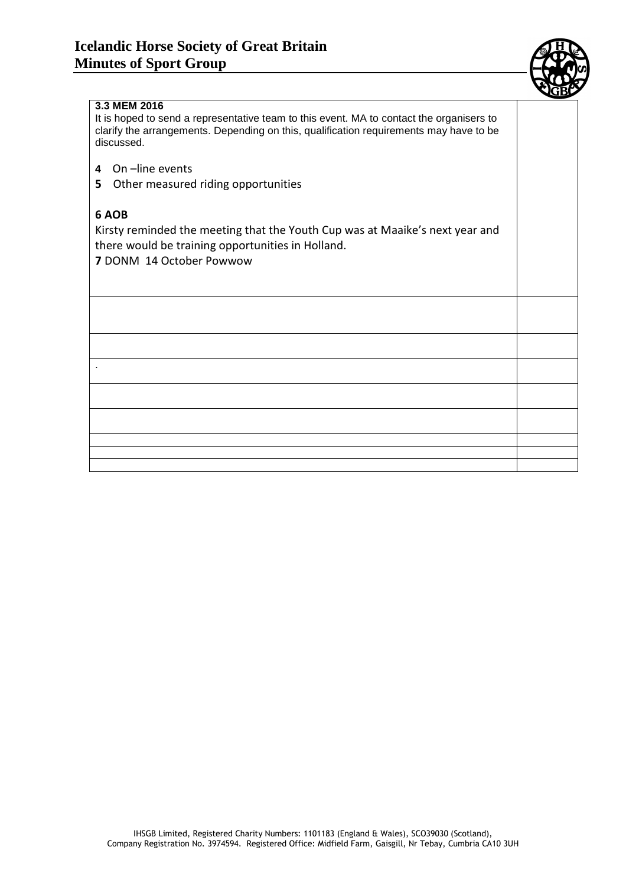| | |
|---|---|
| **3.3 MEM 2016**<br>It is hoped to send a representative team to this event. MA to contact the organisers to clarify the arrangements. Depending on this, qualification requirements may have to be discussed.<br><br>**4** On –line events<br>**5** Other measured riding opportunities<br><br>**6 AOB**<br>Kirsty reminded the meeting that the Youth Cup was at Maaike's next year and there would be training opportunities in Holland.<br>**7** DONM 14 October Powwow | |
| | |
| | |
| . | |
| | |
| | |
| | |
| | |
| | |

IHSGB Limited, Registered Charity Numbers: 1101183 (England & Wales), SCO39030 (Scotland), Company Registration No. 3974594. Registered Office: Midfield Farm, Gaisgill, Nr Tebay, Cumbria CA10 3UH